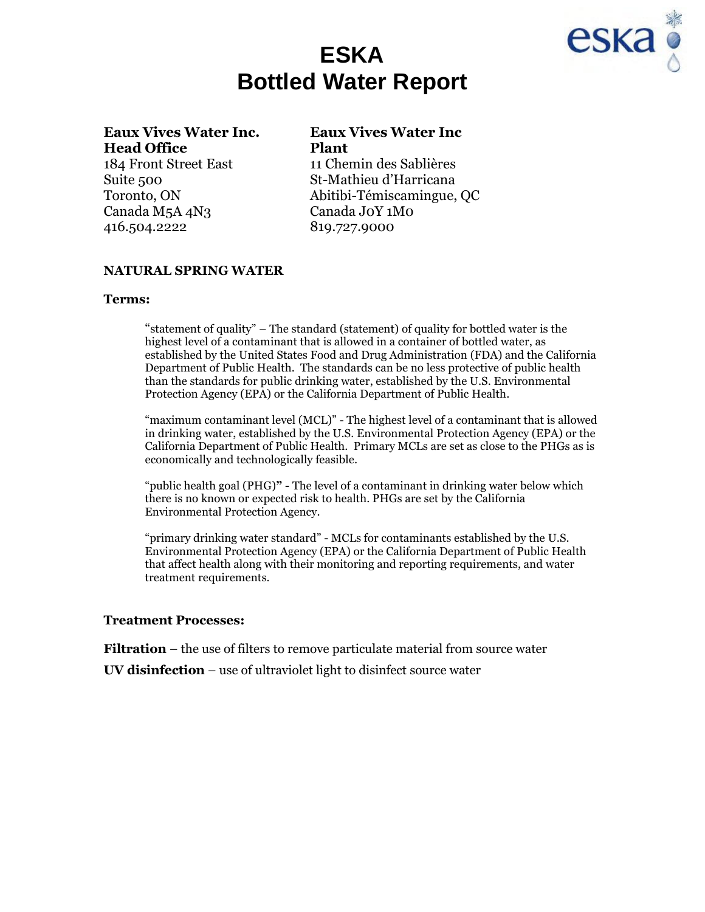# ESKA
# Bottled Water Report

**Eaux Vives Water Inc.**
**Head Office**
184 Front Street East
Suite 500
Toronto, ON
Canada M5A 4N3
416.504.2222

**Eaux Vives Water Inc**
**Plant**
11 Chemin des Sablières
St-Mathieu d'Harricana
Abitibi-Témiscamingue, QC
Canada J0Y 1M0
819.727.9000

**NATURAL SPRING WATER**

**Terms:**

> "statement of quality" – The standard (statement) of quality for bottled water is the highest level of a contaminant that is allowed in a container of bottled water, as established by the United States Food and Drug Administration (FDA) and the California Department of Public Health. The standards can be no less protective of public health than the standards for public drinking water, established by the U.S. Environmental Protection Agency (EPA) or the California Department of Public Health.
>
> "maximum contaminant level (MCL)" - The highest level of a contaminant that is allowed in drinking water, established by the U.S. Environmental Protection Agency (EPA) or the California Department of Public Health. Primary MCLs are set as close to the PHGs as is economically and technologically feasible.
>
> "public health goal (PHG)**" -** The level of a contaminant in drinking water below which there is no known or expected risk to health. PHGs are set by the California Environmental Protection Agency.
>
> "primary drinking water standard" - MCLs for contaminants established by the U.S. Environmental Protection Agency (EPA) or the California Department of Public Health that affect health along with their monitoring and reporting requirements, and water treatment requirements.

**Treatment Processes:**

**Filtration** – the use of filters to remove particulate material from source water

**UV disinfection** – use of ultraviolet light to disinfect source water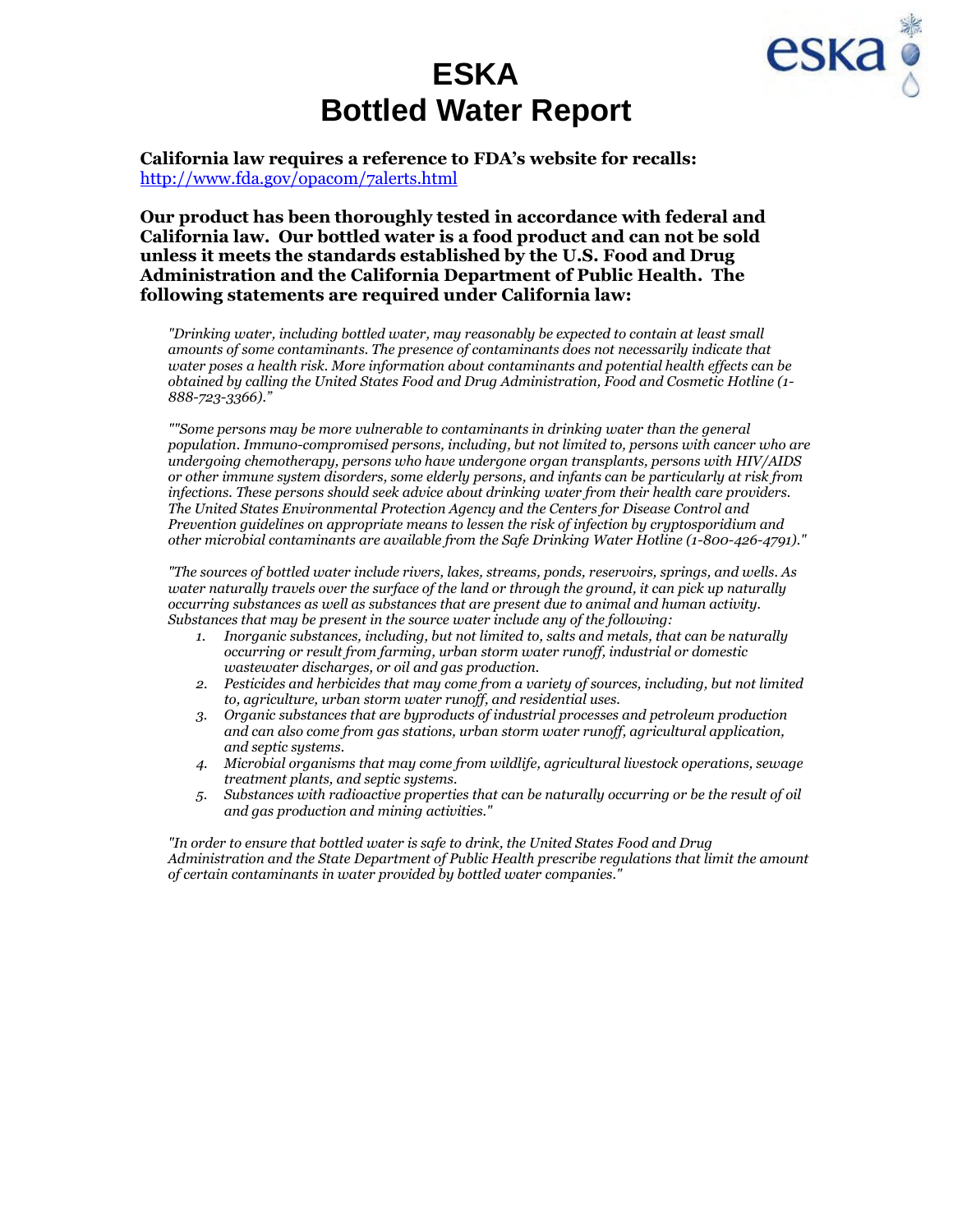# ESKA
# Bottled Water Report

**California law requires a reference to FDA's website for recalls:**
http://www.fda.gov/opacom/7alerts.html

**Our product has been thoroughly tested in accordance with federal and California law. Our bottled water is a food product and can not be sold unless it meets the standards established by the U.S. Food and Drug Administration and the California Department of Public Health. The following statements are required under California law:**

*"Drinking water, including bottled water, may reasonably be expected to contain at least small amounts of some contaminants. The presence of contaminants does not necessarily indicate that water poses a health risk. More information about contaminants and potential health effects can be obtained by calling the United States Food and Drug Administration, Food and Cosmetic Hotline (1-888-723-3366)."*

*""Some persons may be more vulnerable to contaminants in drinking water than the general population. Immuno-compromised persons, including, but not limited to, persons with cancer who are undergoing chemotherapy, persons who have undergone organ transplants, persons with HIV/AIDS or other immune system disorders, some elderly persons, and infants can be particularly at risk from infections. These persons should seek advice about drinking water from their health care providers. The United States Environmental Protection Agency and the Centers for Disease Control and Prevention guidelines on appropriate means to lessen the risk of infection by cryptosporidium and other microbial contaminants are available from the Safe Drinking Water Hotline (1-800-426-4791)."*

*"The sources of bottled water include rivers, lakes, streams, ponds, reservoirs, springs, and wells. As water naturally travels over the surface of the land or through the ground, it can pick up naturally occurring substances as well as substances that are present due to animal and human activity. Substances that may be present in the source water include any of the following:*

1. *Inorganic substances, including, but not limited to, salts and metals, that can be naturally occurring or result from farming, urban storm water runoff, industrial or domestic wastewater discharges, or oil and gas production.*
2. *Pesticides and herbicides that may come from a variety of sources, including, but not limited to, agriculture, urban storm water runoff, and residential uses.*
3. *Organic substances that are byproducts of industrial processes and petroleum production and can also come from gas stations, urban storm water runoff, agricultural application, and septic systems.*
4. *Microbial organisms that may come from wildlife, agricultural livestock operations, sewage treatment plants, and septic systems.*
5. *Substances with radioactive properties that can be naturally occurring or be the result of oil and gas production and mining activities."*

*"In order to ensure that bottled water is safe to drink, the United States Food and Drug Administration and the State Department of Public Health prescribe regulations that limit the amount of certain contaminants in water provided by bottled water companies."*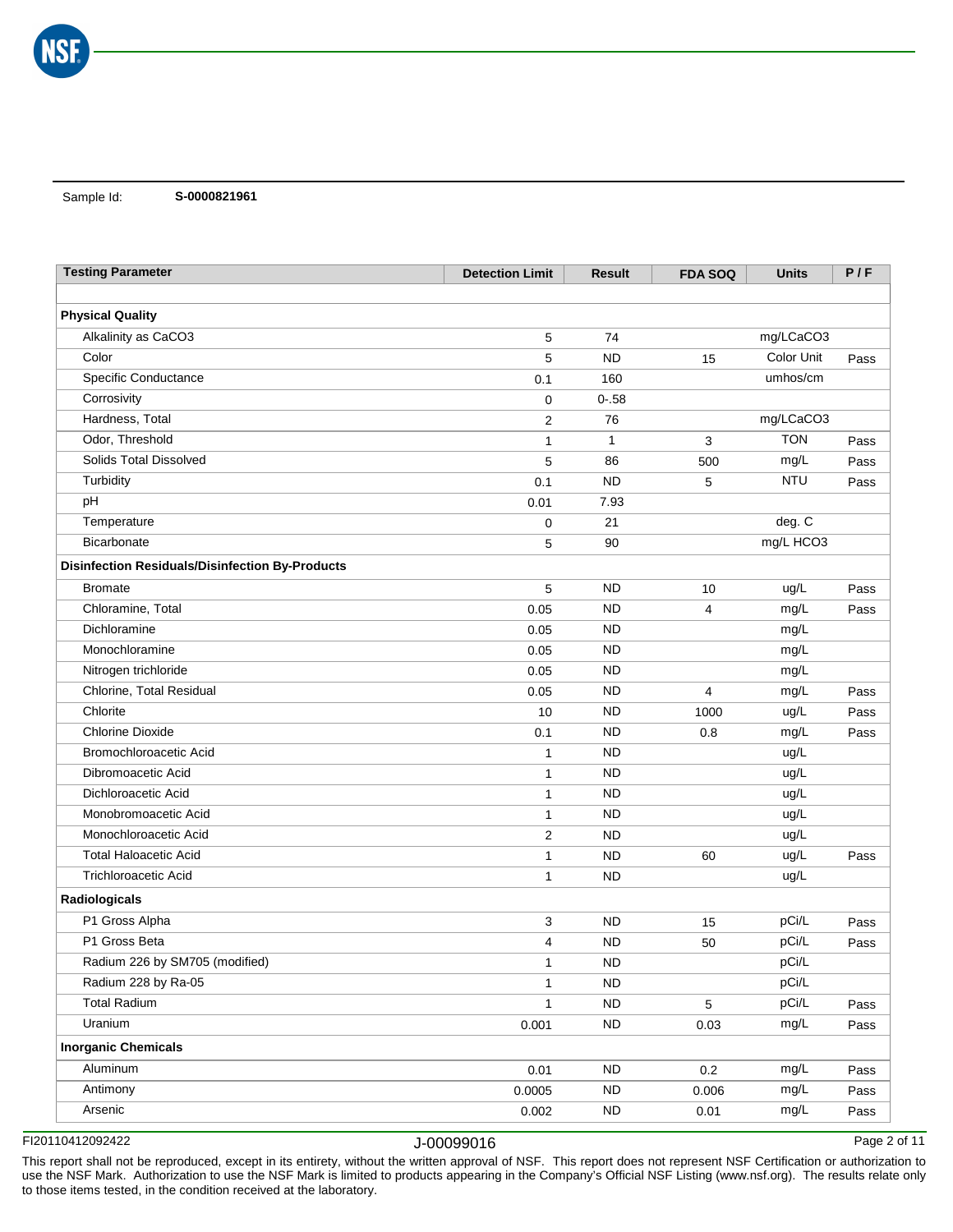Sample Id: **S-0000821961**

| Testing Parameter | Detection Limit | Result | FDA SOQ | Units | P / F |
|---|---|---|---|---|---|
| **Physical Quality** | | | | | |
| Alkalinity as CaCO3 | 5 | 74 | | mg/LCaCO3 | |
| Color | 5 | ND | 15 | Color Unit | Pass |
| Specific Conductance | 0.1 | 160 | | umhos/cm | |
| Corrosivity | 0 | 0-.58 | | | |
| Hardness, Total | 2 | 76 | | mg/LCaCO3 | |
| Odor, Threshold | 1 | 1 | 3 | TON | Pass |
| Solids Total Dissolved | 5 | 86 | 500 | mg/L | Pass |
| Turbidity | 0.1 | ND | 5 | NTU | Pass |
| pH | 0.01 | 7.93 | | | |
| Temperature | 0 | 21 | | deg. C | |
| Bicarbonate | 5 | 90 | | mg/L HCO3 | |
| **Disinfection Residuals/Disinfection By-Products** | | | | | |
| Bromate | 5 | ND | 10 | ug/L | Pass |
| Chloramine, Total | 0.05 | ND | 4 | mg/L | Pass |
| Dichloramine | 0.05 | ND | | mg/L | |
| Monochloramine | 0.05 | ND | | mg/L | |
| Nitrogen trichloride | 0.05 | ND | | mg/L | |
| Chlorine, Total Residual | 0.05 | ND | 4 | mg/L | Pass |
| Chlorite | 10 | ND | 1000 | ug/L | Pass |
| Chlorine Dioxide | 0.1 | ND | 0.8 | mg/L | Pass |
| Bromochloroacetic Acid | 1 | ND | | ug/L | |
| Dibromoacetic Acid | 1 | ND | | ug/L | |
| Dichloroacetic Acid | 1 | ND | | ug/L | |
| Monobromoacetic Acid | 1 | ND | | ug/L | |
| Monochloroacetic Acid | 2 | ND | | ug/L | |
| Total Haloacetic Acid | 1 | ND | 60 | ug/L | Pass |
| Trichloroacetic Acid | 1 | ND | | ug/L | |
| **Radiologicals** | | | | | |
| P1 Gross Alpha | 3 | ND | 15 | pCi/L | Pass |
| P1 Gross Beta | 4 | ND | 50 | pCi/L | Pass |
| Radium 226 by SM705 (modified) | 1 | ND | | pCi/L | |
| Radium 228 by Ra-05 | 1 | ND | | pCi/L | |
| Total Radium | 1 | ND | 5 | pCi/L | Pass |
| Uranium | 0.001 | ND | 0.03 | mg/L | Pass |
| **Inorganic Chemicals** | | | | | |
| Aluminum | 0.01 | ND | 0.2 | mg/L | Pass |
| Antimony | 0.0005 | ND | 0.006 | mg/L | Pass |
| Arsenic | 0.002 | ND | 0.01 | mg/L | Pass |

FI20110412092422 J-00099016

This report shall not be reproduced, except in its entirety, without the written approval of NSF. This report does not represent NSF Certification or authorization to use the NSF Mark. Authorization to use the NSF Mark is limited to products appearing in the Company's Official NSF Listing (www.nsf.org). The results relate only to those items tested, in the condition received at the laboratory.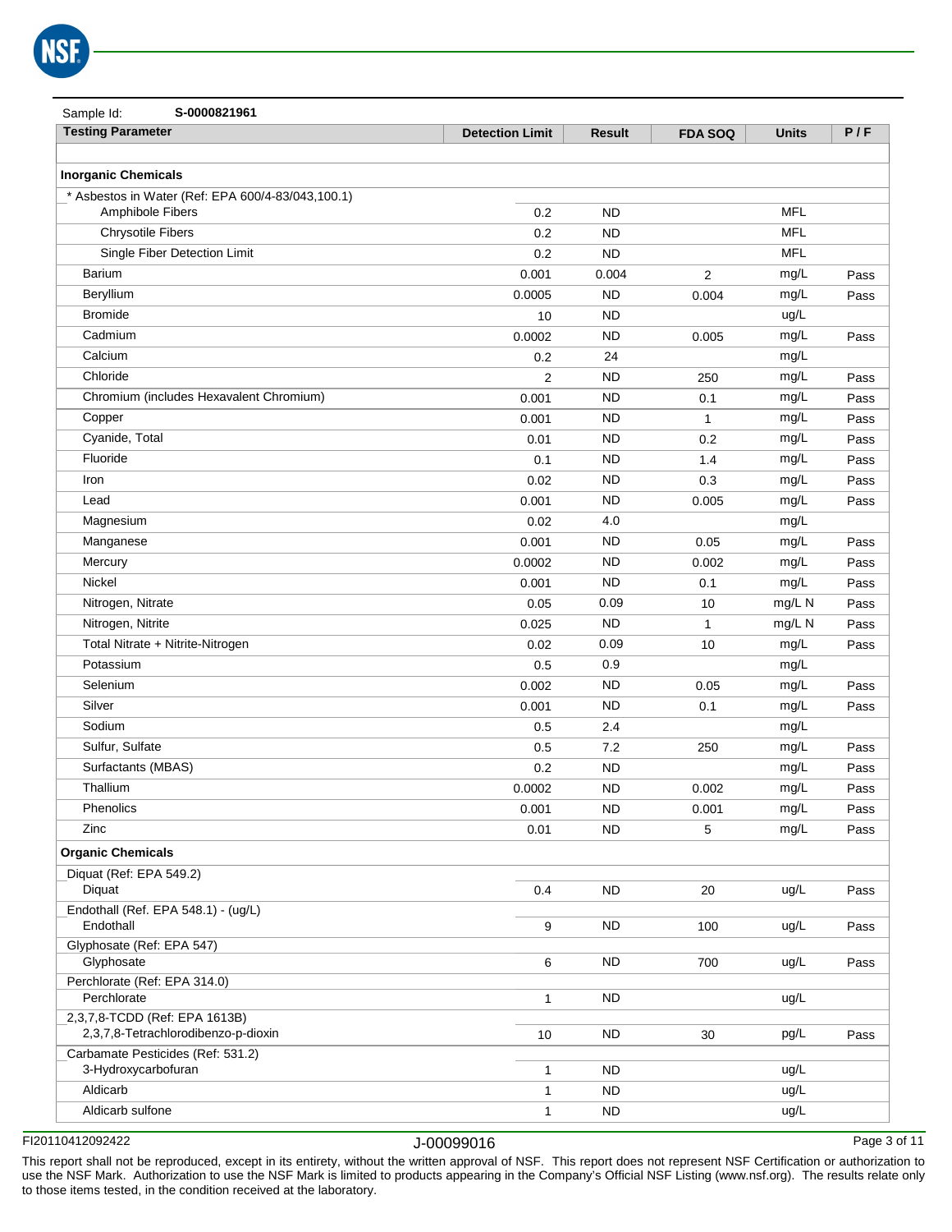Sample Id: **S-0000821961**

| Testing Parameter | Detection Limit | Result | FDA SOQ | Units | P / F |
|---|---|---|---|---|---|
| | | | | | |
| **Inorganic Chemicals** | | | | | |
| * Asbestos in Water (Ref: EPA 600/4-83/043,100.1) | | | | | |
| Amphibole Fibers | 0.2 | ND | | MFL | |
| Chrysotile Fibers | 0.2 | ND | | MFL | |
| Single Fiber Detection Limit | 0.2 | ND | | MFL | |
| Barium | 0.001 | 0.004 | 2 | mg/L | Pass |
| Beryllium | 0.0005 | ND | 0.004 | mg/L | Pass |
| Bromide | 10 | ND | | ug/L | |
| Cadmium | 0.0002 | ND | 0.005 | mg/L | Pass |
| Calcium | 0.2 | 24 | | mg/L | |
| Chloride | 2 | ND | 250 | mg/L | Pass |
| Chromium (includes Hexavalent Chromium) | 0.001 | ND | 0.1 | mg/L | Pass |
| Copper | 0.001 | ND | 1 | mg/L | Pass |
| Cyanide, Total | 0.01 | ND | 0.2 | mg/L | Pass |
| Fluoride | 0.1 | ND | 1.4 | mg/L | Pass |
| Iron | 0.02 | ND | 0.3 | mg/L | Pass |
| Lead | 0.001 | ND | 0.005 | mg/L | Pass |
| Magnesium | 0.02 | 4.0 | | mg/L | |
| Manganese | 0.001 | ND | 0.05 | mg/L | Pass |
| Mercury | 0.0002 | ND | 0.002 | mg/L | Pass |
| Nickel | 0.001 | ND | 0.1 | mg/L | Pass |
| Nitrogen, Nitrate | 0.05 | 0.09 | 10 | mg/L N | Pass |
| Nitrogen, Nitrite | 0.025 | ND | 1 | mg/L N | Pass |
| Total Nitrate + Nitrite-Nitrogen | 0.02 | 0.09 | 10 | mg/L | Pass |
| Potassium | 0.5 | 0.9 | | mg/L | |
| Selenium | 0.002 | ND | 0.05 | mg/L | Pass |
| Silver | 0.001 | ND | 0.1 | mg/L | Pass |
| Sodium | 0.5 | 2.4 | | mg/L | |
| Sulfur, Sulfate | 0.5 | 7.2 | 250 | mg/L | Pass |
| Surfactants (MBAS) | 0.2 | ND | | mg/L | Pass |
| Thallium | 0.0002 | ND | 0.002 | mg/L | Pass |
| Phenolics | 0.001 | ND | 0.001 | mg/L | Pass |
| Zinc | 0.01 | ND | 5 | mg/L | Pass |
| **Organic Chemicals** | | | | | |
| Diquat (Ref: EPA 549.2) | | | | | |
| Diquat | 0.4 | ND | 20 | ug/L | Pass |
| Endothall (Ref. EPA 548.1) - (ug/L) | | | | | |
| Endothall | 9 | ND | 100 | ug/L | Pass |
| Glyphosate (Ref: EPA 547) | | | | | |
| Glyphosate | 6 | ND | 700 | ug/L | Pass |
| Perchlorate (Ref: EPA 314.0) | | | | | |
| Perchlorate | 1 | ND | | ug/L | |
| 2,3,7,8-TCDD (Ref: EPA 1613B) | | | | | |
| 2,3,7,8-Tetrachlorodibenzo-p-dioxin | 10 | ND | 30 | pg/L | Pass |
| Carbamate Pesticides (Ref: 531.2) | | | | | |
| 3-Hydroxycarbofuran | 1 | ND | | ug/L | |
| Aldicarb | 1 | ND | | ug/L | |
| Aldicarb sulfone | 1 | ND | | ug/L | |

FI20110412092422 J-00099016

This report shall not be reproduced, except in its entirety, without the written approval of NSF. This report does not represent NSF Certification or authorization to use the NSF Mark. Authorization to use the NSF Mark is limited to products appearing in the Company's Official NSF Listing (www.nsf.org). The results relate only to those items tested, in the condition received at the laboratory.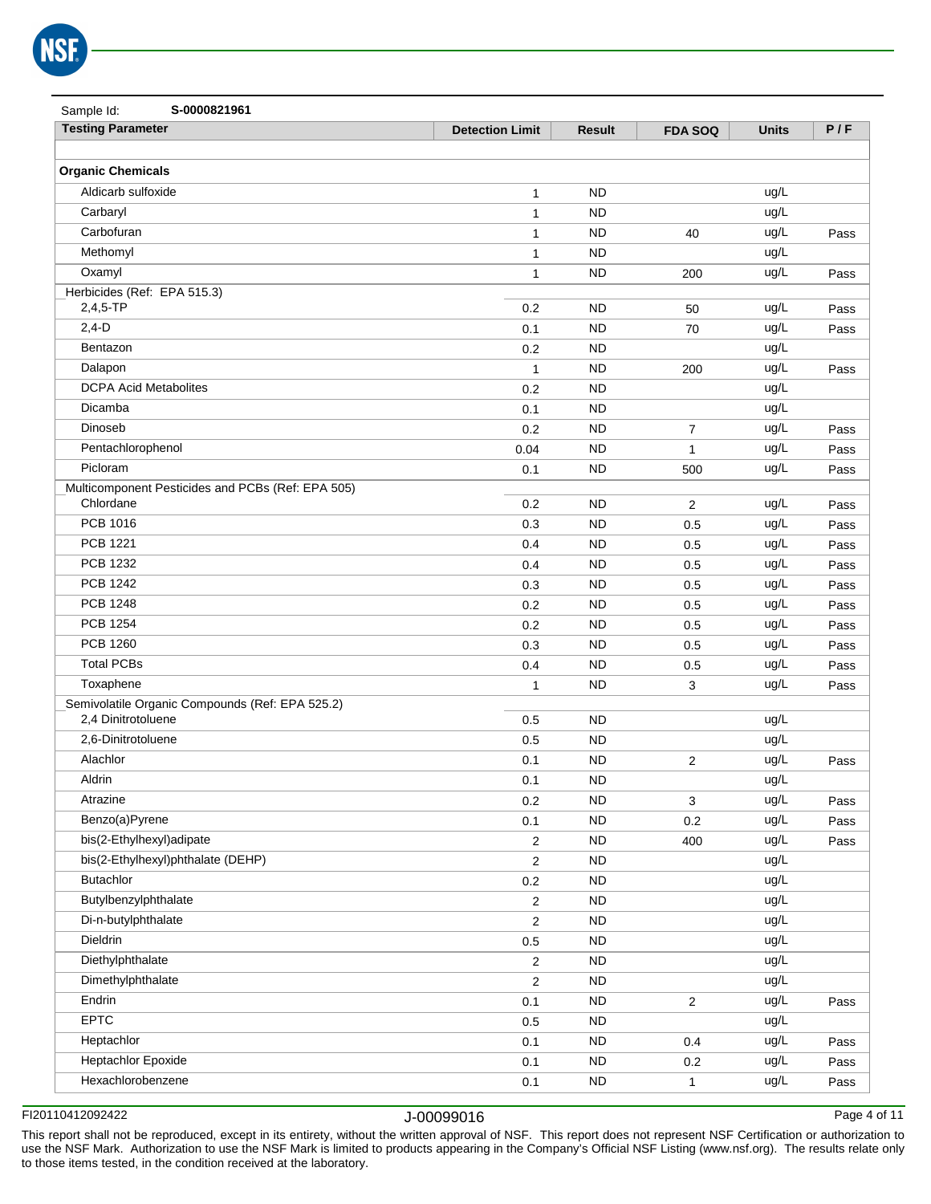Sample Id: **S-0000821961**

| Testing Parameter | Detection Limit | Result | FDA SOQ | Units | P / F |
|---|---|---|---|---|---|
| | | | | | |
| **Organic Chemicals** | | | | | |
| Aldicarb sulfoxide | 1 | ND | | ug/L | |
| Carbaryl | 1 | ND | | ug/L | |
| Carbofuran | 1 | ND | 40 | ug/L | Pass |
| Methomyl | 1 | ND | | ug/L | |
| Oxamyl | 1 | ND | 200 | ug/L | Pass |
| Herbicides (Ref: EPA 515.3) | | | | | |
| 2,4,5-TP | 0.2 | ND | 50 | ug/L | Pass |
| 2,4-D | 0.1 | ND | 70 | ug/L | Pass |
| Bentazon | 0.2 | ND | | ug/L | |
| Dalapon | 1 | ND | 200 | ug/L | Pass |
| DCPA Acid Metabolites | 0.2 | ND | | ug/L | |
| Dicamba | 0.1 | ND | | ug/L | |
| Dinoseb | 0.2 | ND | 7 | ug/L | Pass |
| Pentachlorophenol | 0.04 | ND | 1 | ug/L | Pass |
| Picloram | 0.1 | ND | 500 | ug/L | Pass |
| Multicomponent Pesticides and PCBs (Ref: EPA 505) | | | | | |
| Chlordane | 0.2 | ND | 2 | ug/L | Pass |
| PCB 1016 | 0.3 | ND | 0.5 | ug/L | Pass |
| PCB 1221 | 0.4 | ND | 0.5 | ug/L | Pass |
| PCB 1232 | 0.4 | ND | 0.5 | ug/L | Pass |
| PCB 1242 | 0.3 | ND | 0.5 | ug/L | Pass |
| PCB 1248 | 0.2 | ND | 0.5 | ug/L | Pass |
| PCB 1254 | 0.2 | ND | 0.5 | ug/L | Pass |
| PCB 1260 | 0.3 | ND | 0.5 | ug/L | Pass |
| Total PCBs | 0.4 | ND | 0.5 | ug/L | Pass |
| Toxaphene | 1 | ND | 3 | ug/L | Pass |
| Semivolatile Organic Compounds (Ref: EPA 525.2) | | | | | |
| 2,4 Dinitrotoluene | 0.5 | ND | | ug/L | |
| 2,6-Dinitrotoluene | 0.5 | ND | | ug/L | |
| Alachlor | 0.1 | ND | 2 | ug/L | Pass |
| Aldrin | 0.1 | ND | | ug/L | |
| Atrazine | 0.2 | ND | 3 | ug/L | Pass |
| Benzo(a)Pyrene | 0.1 | ND | 0.2 | ug/L | Pass |
| bis(2-Ethylhexyl)adipate | 2 | ND | 400 | ug/L | Pass |
| bis(2-Ethylhexyl)phthalate (DEHP) | 2 | ND | | ug/L | |
| Butachlor | 0.2 | ND | | ug/L | |
| Butylbenzylphthalate | 2 | ND | | ug/L | |
| Di-n-butylphthalate | 2 | ND | | ug/L | |
| Dieldrin | 0.5 | ND | | ug/L | |
| Diethylphthalate | 2 | ND | | ug/L | |
| Dimethylphthalate | 2 | ND | | ug/L | |
| Endrin | 0.1 | ND | 2 | ug/L | Pass |
| EPTC | 0.5 | ND | | ug/L | |
| Heptachlor | 0.1 | ND | 0.4 | ug/L | Pass |
| Heptachlor Epoxide | 0.1 | ND | 0.2 | ug/L | Pass |
| Hexachlorobenzene | 0.1 | ND | 1 | ug/L | Pass |

FI20110412092422 J-00099016

This report shall not be reproduced, except in its entirety, without the written approval of NSF. This report does not represent NSF Certification or authorization to use the NSF Mark. Authorization to use the NSF Mark is limited to products appearing in the Company's Official NSF Listing (www.nsf.org). The results relate only to those items tested, in the condition received at the laboratory.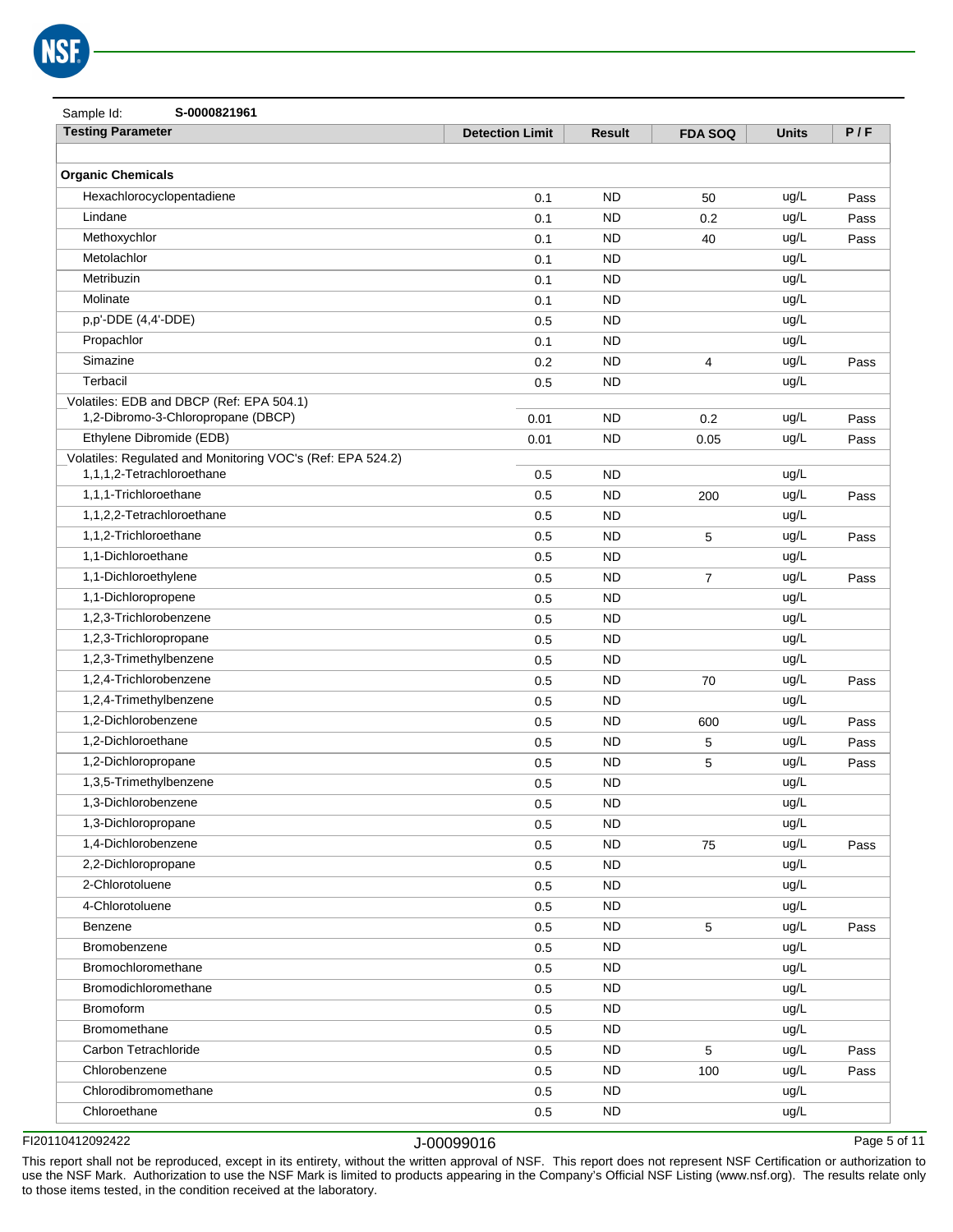Sample Id: **S-0000821961**

| Testing Parameter | Detection Limit | Result | FDA SOQ | Units | P / F |
|---|---|---|---|---|---|
| | | | | | |
| **Organic Chemicals** | | | | | |
| Hexachlorocyclopentadiene | 0.1 | ND | 50 | ug/L | Pass |
| Lindane | 0.1 | ND | 0.2 | ug/L | Pass |
| Methoxychlor | 0.1 | ND | 40 | ug/L | Pass |
| Metolachlor | 0.1 | ND | | ug/L | |
| Metribuzin | 0.1 | ND | | ug/L | |
| Molinate | 0.1 | ND | | ug/L | |
| p,p'-DDE (4,4'-DDE) | 0.5 | ND | | ug/L | |
| Propachlor | 0.1 | ND | | ug/L | |
| Simazine | 0.2 | ND | 4 | ug/L | Pass |
| Terbacil | 0.5 | ND | | ug/L | |
| Volatiles: EDB and DBCP (Ref: EPA 504.1) | | | | | |
| 1,2-Dibromo-3-Chloropropane (DBCP) | 0.01 | ND | 0.2 | ug/L | Pass |
| Ethylene Dibromide (EDB) | 0.01 | ND | 0.05 | ug/L | Pass |
| Volatiles: Regulated and Monitoring VOC's (Ref: EPA 524.2) | | | | | |
| 1,1,1,2-Tetrachloroethane | 0.5 | ND | | ug/L | |
| 1,1,1-Trichloroethane | 0.5 | ND | 200 | ug/L | Pass |
| 1,1,2,2-Tetrachloroethane | 0.5 | ND | | ug/L | |
| 1,1,2-Trichloroethane | 0.5 | ND | 5 | ug/L | Pass |
| 1,1-Dichloroethane | 0.5 | ND | | ug/L | |
| 1,1-Dichloroethylene | 0.5 | ND | 7 | ug/L | Pass |
| 1,1-Dichloropropene | 0.5 | ND | | ug/L | |
| 1,2,3-Trichlorobenzene | 0.5 | ND | | ug/L | |
| 1,2,3-Trichloropropane | 0.5 | ND | | ug/L | |
| 1,2,3-Trimethylbenzene | 0.5 | ND | | ug/L | |
| 1,2,4-Trichlorobenzene | 0.5 | ND | 70 | ug/L | Pass |
| 1,2,4-Trimethylbenzene | 0.5 | ND | | ug/L | |
| 1,2-Dichlorobenzene | 0.5 | ND | 600 | ug/L | Pass |
| 1,2-Dichloroethane | 0.5 | ND | 5 | ug/L | Pass |
| 1,2-Dichloropropane | 0.5 | ND | 5 | ug/L | Pass |
| 1,3,5-Trimethylbenzene | 0.5 | ND | | ug/L | |
| 1,3-Dichlorobenzene | 0.5 | ND | | ug/L | |
| 1,3-Dichloropropane | 0.5 | ND | | ug/L | |
| 1,4-Dichlorobenzene | 0.5 | ND | 75 | ug/L | Pass |
| 2,2-Dichloropropane | 0.5 | ND | | ug/L | |
| 2-Chlorotoluene | 0.5 | ND | | ug/L | |
| 4-Chlorotoluene | 0.5 | ND | | ug/L | |
| Benzene | 0.5 | ND | 5 | ug/L | Pass |
| Bromobenzene | 0.5 | ND | | ug/L | |
| Bromochloromethane | 0.5 | ND | | ug/L | |
| Bromodichloromethane | 0.5 | ND | | ug/L | |
| Bromoform | 0.5 | ND | | ug/L | |
| Bromomethane | 0.5 | ND | | ug/L | |
| Carbon Tetrachloride | 0.5 | ND | 5 | ug/L | Pass |
| Chlorobenzene | 0.5 | ND | 100 | ug/L | Pass |
| Chlorodibromomethane | 0.5 | ND | | ug/L | |
| Chloroethane | 0.5 | ND | | ug/L | |

FI20110412092422 J-00099016

This report shall not be reproduced, except in its entirety, without the written approval of NSF. This report does not represent NSF Certification or authorization to use the NSF Mark. Authorization to use the NSF Mark is limited to products appearing in the Company's Official NSF Listing (www.nsf.org). The results relate only to those items tested, in the condition received at the laboratory.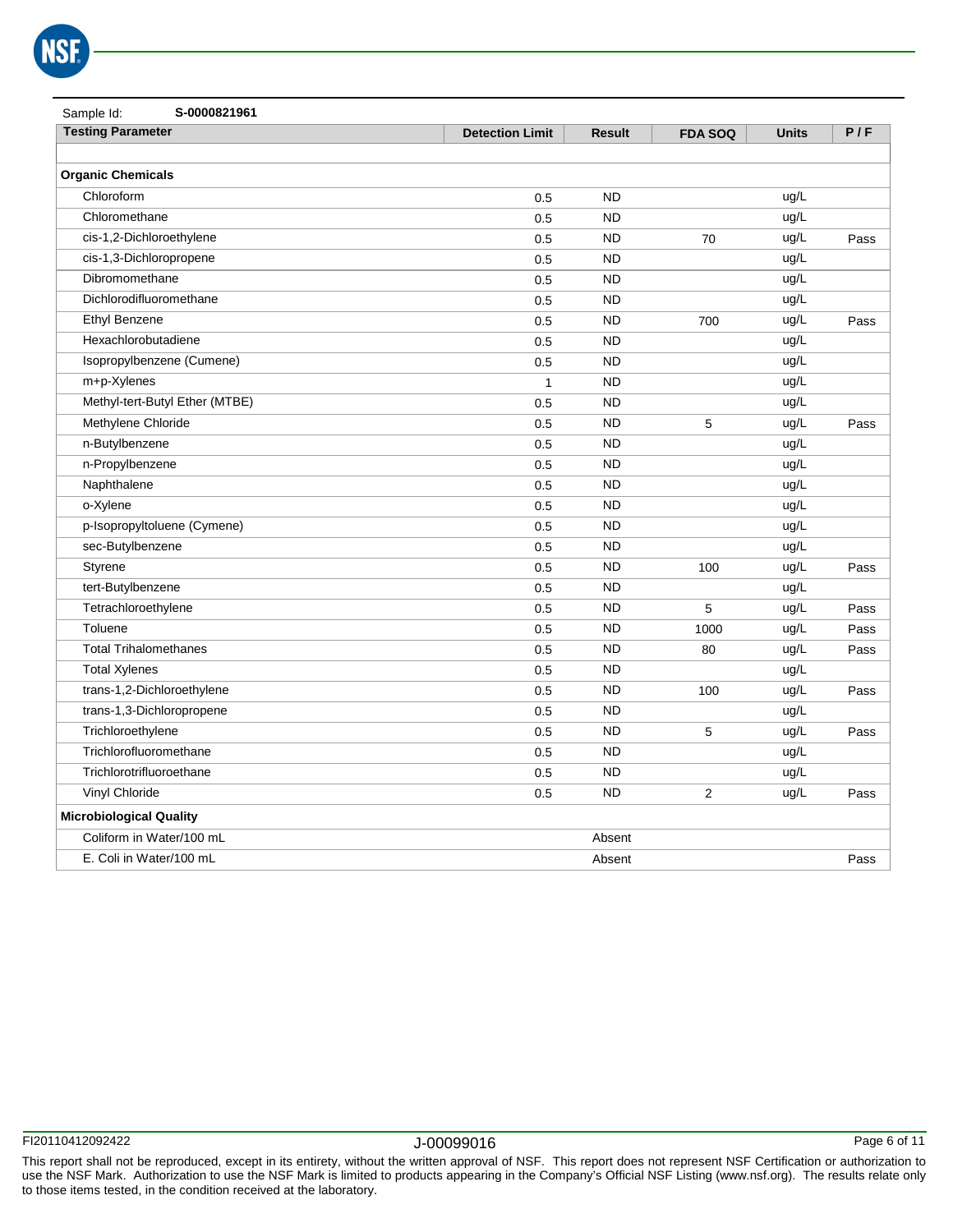Sample Id: **S-0000821961**

| Testing Parameter | Detection Limit | Result | FDA SOQ | Units | P / F |
|---|---|---|---|---|---|
| | | | | | |
| **Organic Chemicals** | | | | | |
| Chloroform | 0.5 | ND | | ug/L | |
| Chloromethane | 0.5 | ND | | ug/L | |
| cis-1,2-Dichloroethylene | 0.5 | ND | 70 | ug/L | Pass |
| cis-1,3-Dichloropropene | 0.5 | ND | | ug/L | |
| Dibromomethane | 0.5 | ND | | ug/L | |
| Dichlorodifluoromethane | 0.5 | ND | | ug/L | |
| Ethyl Benzene | 0.5 | ND | 700 | ug/L | Pass |
| Hexachlorobutadiene | 0.5 | ND | | ug/L | |
| Isopropylbenzene (Cumene) | 0.5 | ND | | ug/L | |
| m+p-Xylenes | 1 | ND | | ug/L | |
| Methyl-tert-Butyl Ether (MTBE) | 0.5 | ND | | ug/L | |
| Methylene Chloride | 0.5 | ND | 5 | ug/L | Pass |
| n-Butylbenzene | 0.5 | ND | | ug/L | |
| n-Propylbenzene | 0.5 | ND | | ug/L | |
| Naphthalene | 0.5 | ND | | ug/L | |
| o-Xylene | 0.5 | ND | | ug/L | |
| p-Isopropyltoluene (Cymene) | 0.5 | ND | | ug/L | |
| sec-Butylbenzene | 0.5 | ND | | ug/L | |
| Styrene | 0.5 | ND | 100 | ug/L | Pass |
| tert-Butylbenzene | 0.5 | ND | | ug/L | |
| Tetrachloroethylene | 0.5 | ND | 5 | ug/L | Pass |
| Toluene | 0.5 | ND | 1000 | ug/L | Pass |
| Total Trihalomethanes | 0.5 | ND | 80 | ug/L | Pass |
| Total Xylenes | 0.5 | ND | | ug/L | |
| trans-1,2-Dichloroethylene | 0.5 | ND | 100 | ug/L | Pass |
| trans-1,3-Dichloropropene | 0.5 | ND | | ug/L | |
| Trichloroethylene | 0.5 | ND | 5 | ug/L | Pass |
| Trichlorofluoromethane | 0.5 | ND | | ug/L | |
| Trichlorotrifluoroethane | 0.5 | ND | | ug/L | |
| Vinyl Chloride | 0.5 | ND | 2 | ug/L | Pass |
| **Microbiological Quality** | | | | | |
| Coliform in Water/100 mL | | Absent | | | |
| E. Coli in Water/100 mL | | Absent | | | Pass |

FI20110412092422 J-00099016

This report shall not be reproduced, except in its entirety, without the written approval of NSF. This report does not represent NSF Certification or authorization to use the NSF Mark. Authorization to use the NSF Mark is limited to products appearing in the Company's Official NSF Listing (www.nsf.org). The results relate only to those items tested, in the condition received at the laboratory.